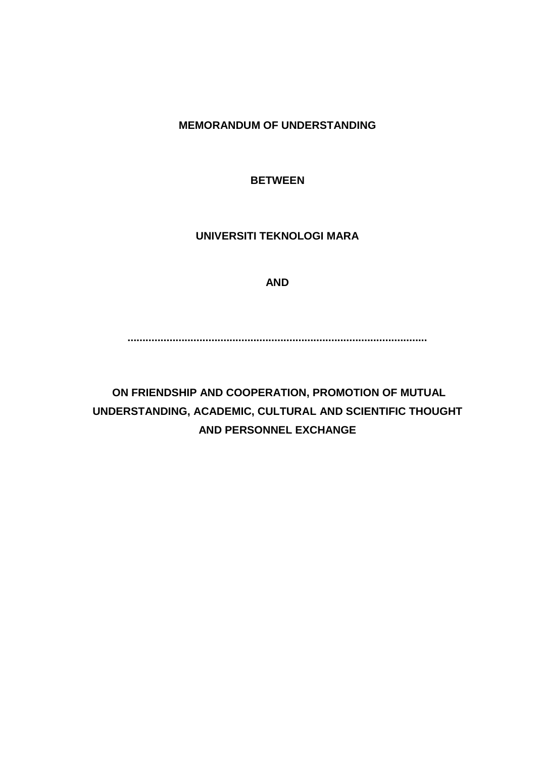**MEMORANDUM OF UNDERSTANDING**

**BETWEEN**

**UNIVERSITI TEKNOLOGI MARA**

**AND**

**.................................................................................................**

**ON FRIENDSHIP AND COOPERATION, PROMOTION OF MUTUAL UNDERSTANDING, ACADEMIC, CULTURAL AND SCIENTIFIC THOUGHT AND PERSONNEL EXCHANGE**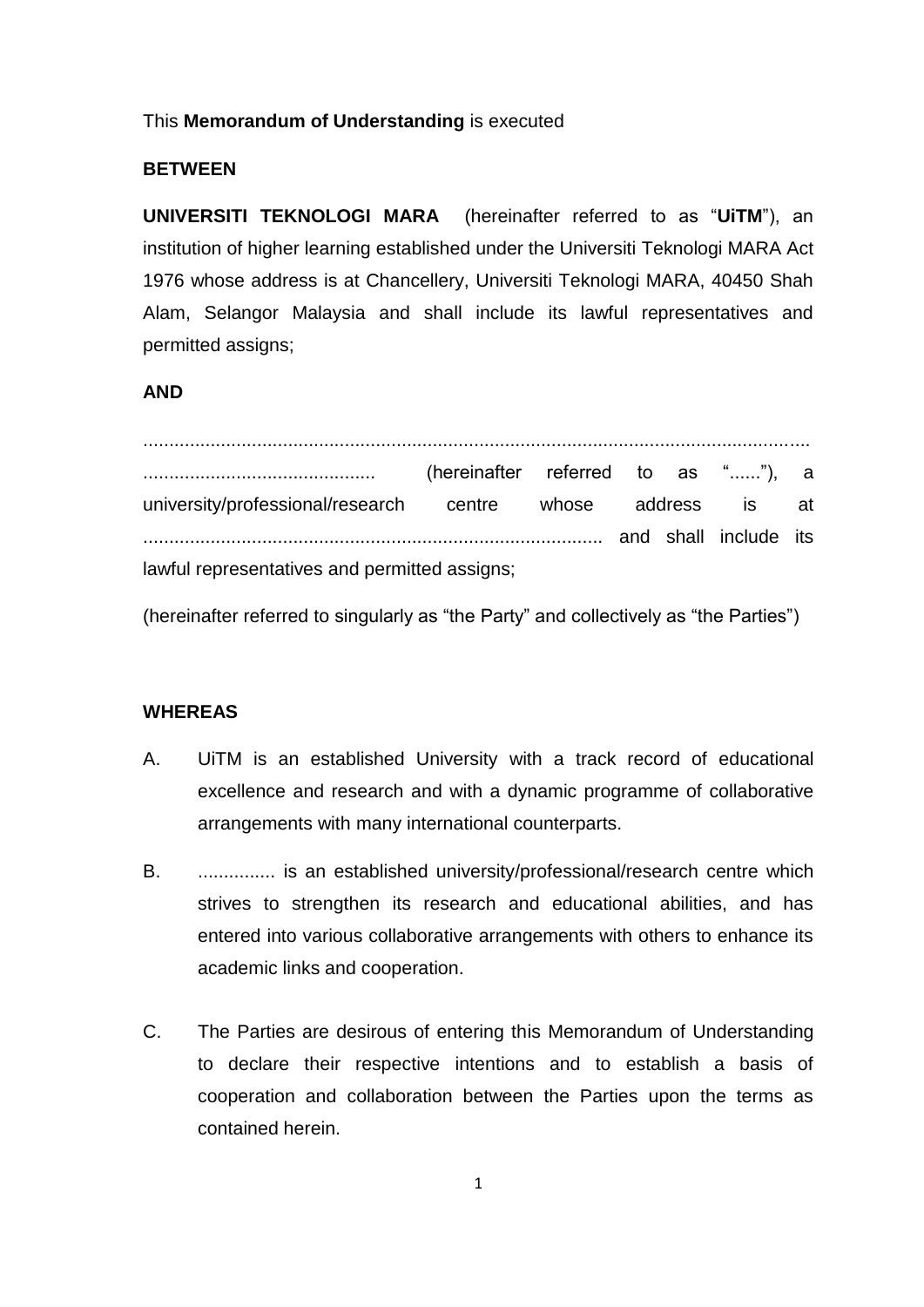This **Memorandum of Understanding** is executed

**BETWEEN**

**UNIVERSITI TEKNOLOGI MARA** (hereinafter referred to as "**UiTM**"), an institution of higher learning established under the Universiti Teknologi MARA Act 1976 whose address is at Chancellery, Universiti Teknologi MARA, 40450 Shah Alam, Selangor Malaysia and shall include its lawful representatives and permitted assigns;

**AND**

……………………………………………………………………………………………………………….
............................................ (hereinafter referred to as "......"), a university/professional/research centre whose address is at ........................................................................................ and shall include its lawful representatives and permitted assigns;

(hereinafter referred to singularly as "the Party" and collectively as "the Parties")

**WHEREAS**

A. UiTM is an established University with a track record of educational excellence and research and with a dynamic programme of collaborative arrangements with many international counterparts.

B. ............... is an established university/professional/research centre which strives to strengthen its research and educational abilities, and has entered into various collaborative arrangements with others to enhance its academic links and cooperation.

C. The Parties are desirous of entering this Memorandum of Understanding to declare their respective intentions and to establish a basis of cooperation and collaboration between the Parties upon the terms as contained herein.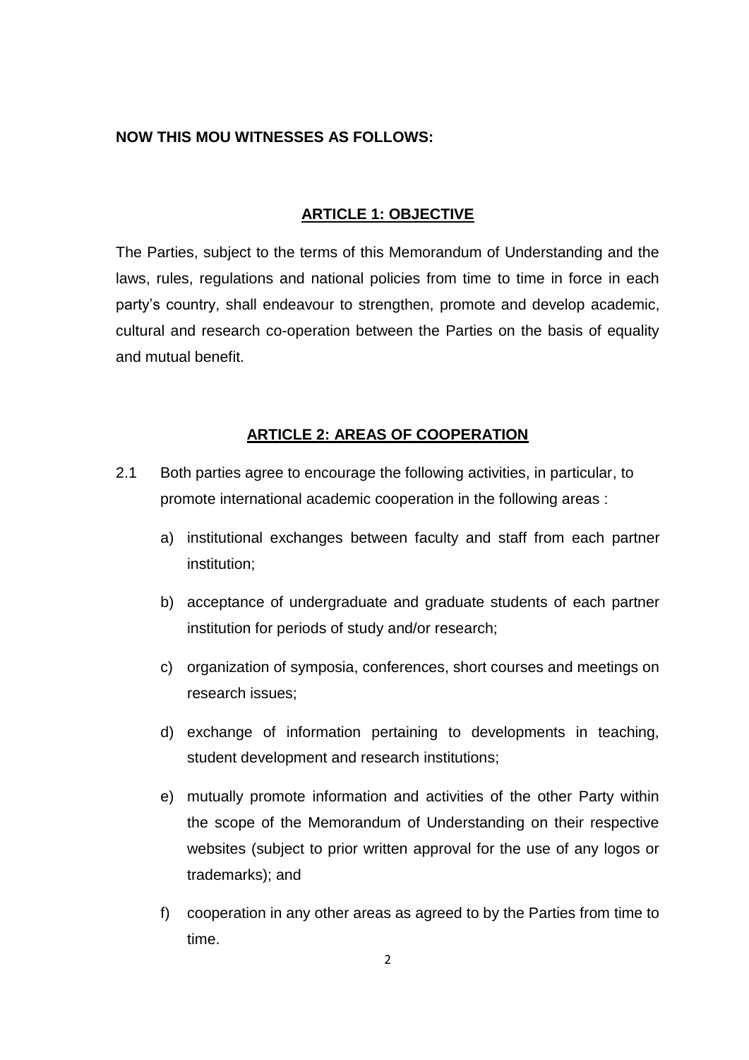**NOW THIS MOU WITNESSES AS FOLLOWS:**

## ARTICLE 1: OBJECTIVE

The Parties, subject to the terms of this Memorandum of Understanding and the laws, rules, regulations and national policies from time to time in force in each party's country, shall endeavour to strengthen, promote and develop academic, cultural and research co-operation between the Parties on the basis of equality and mutual benefit.

## ARTICLE 2: AREAS OF COOPERATION

2.1 Both parties agree to encourage the following activities, in particular, to promote international academic cooperation in the following areas :

a) institutional exchanges between faculty and staff from each partner institution;

b) acceptance of undergraduate and graduate students of each partner institution for periods of study and/or research;

c) organization of symposia, conferences, short courses and meetings on research issues;

d) exchange of information pertaining to developments in teaching, student development and research institutions;

e) mutually promote information and activities of the other Party within the scope of the Memorandum of Understanding on their respective websites (subject to prior written approval for the use of any logos or trademarks); and

f) cooperation in any other areas as agreed to by the Parties from time to time.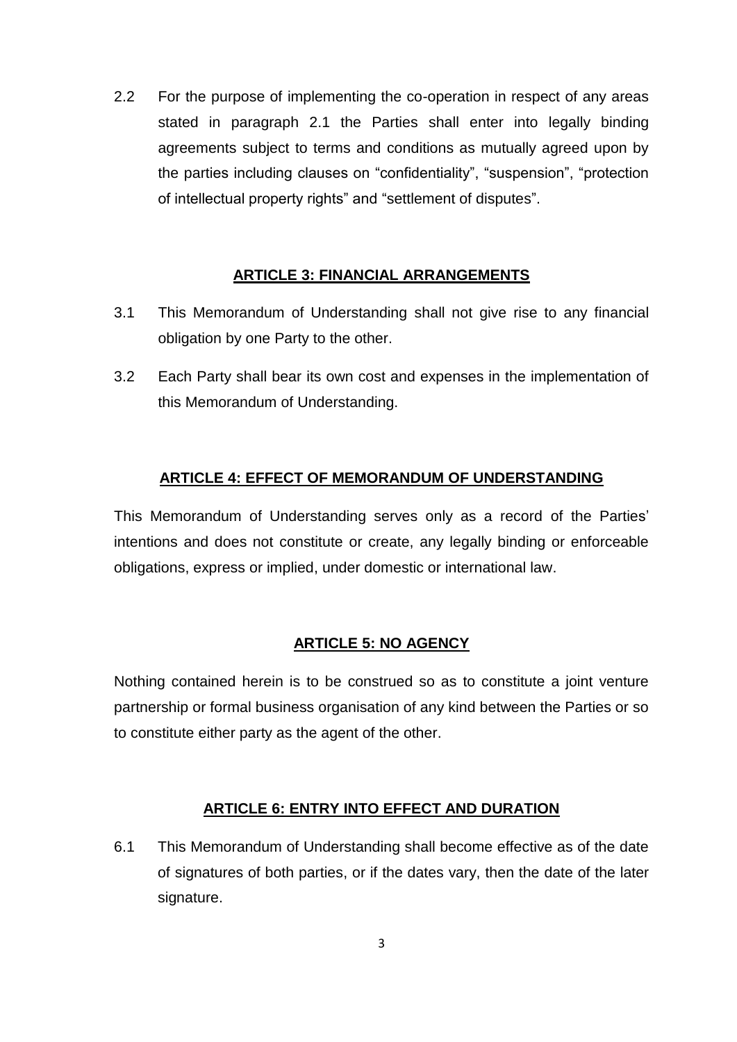2.2 For the purpose of implementing the co-operation in respect of any areas stated in paragraph 2.1 the Parties shall enter into legally binding agreements subject to terms and conditions as mutually agreed upon by the parties including clauses on "confidentiality", "suspension", "protection of intellectual property rights" and "settlement of disputes".

## ARTICLE 3: FINANCIAL ARRANGEMENTS

3.1 This Memorandum of Understanding shall not give rise to any financial obligation by one Party to the other.

3.2 Each Party shall bear its own cost and expenses in the implementation of this Memorandum of Understanding.

## ARTICLE 4: EFFECT OF MEMORANDUM OF UNDERSTANDING

This Memorandum of Understanding serves only as a record of the Parties' intentions and does not constitute or create, any legally binding or enforceable obligations, express or implied, under domestic or international law.

## ARTICLE 5: NO AGENCY

Nothing contained herein is to be construed so as to constitute a joint venture partnership or formal business organisation of any kind between the Parties or so to constitute either party as the agent of the other.

## ARTICLE 6: ENTRY INTO EFFECT AND DURATION

6.1 This Memorandum of Understanding shall become effective as of the date of signatures of both parties, or if the dates vary, then the date of the later signature.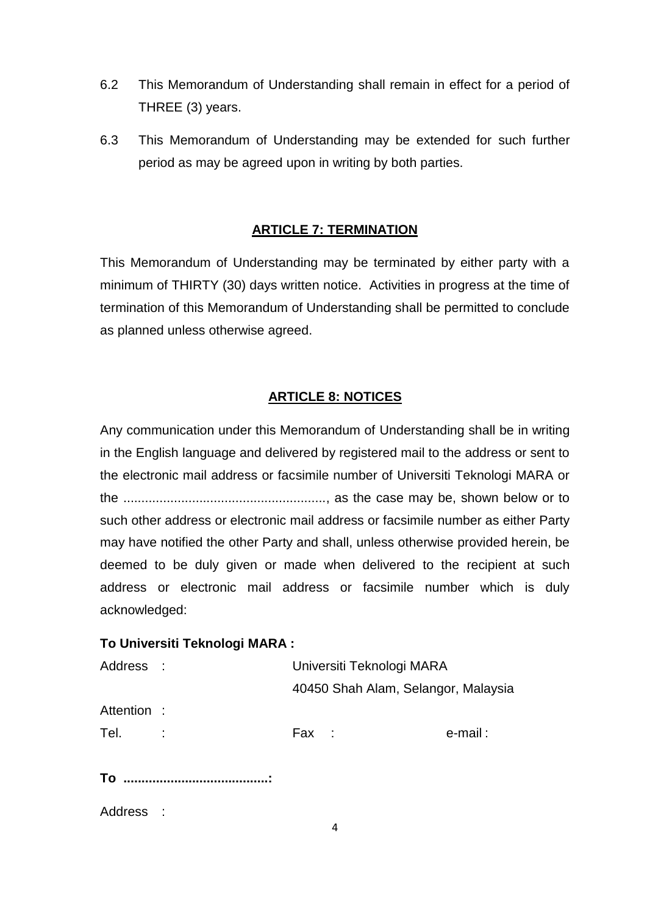6.2 This Memorandum of Understanding shall remain in effect for a period of THREE (3) years.

6.3 This Memorandum of Understanding may be extended for such further period as may be agreed upon in writing by both parties.

## ARTICLE 7: TERMINATION

This Memorandum of Understanding may be terminated by either party with a minimum of THIRTY (30) days written notice. Activities in progress at the time of termination of this Memorandum of Understanding shall be permitted to conclude as planned unless otherwise agreed.

## ARTICLE 8: NOTICES

Any communication under this Memorandum of Understanding shall be in writing in the English language and delivered by registered mail to the address or sent to the electronic mail address or facsimile number of Universiti Teknologi MARA or the ........................................................, as the case may be, shown below or to such other address or electronic mail address or facsimile number as either Party may have notified the other Party and shall, unless otherwise provided herein, be deemed to be duly given or made when delivered to the recipient at such address or electronic mail address or facsimile number which is duly acknowledged:

**To Universiti Teknologi MARA :**

Address : Universiti Teknologi MARA
40450 Shah Alam, Selangor, Malaysia

Attention :

Tel. : Fax : e-mail :

**To ........................................:**

Address :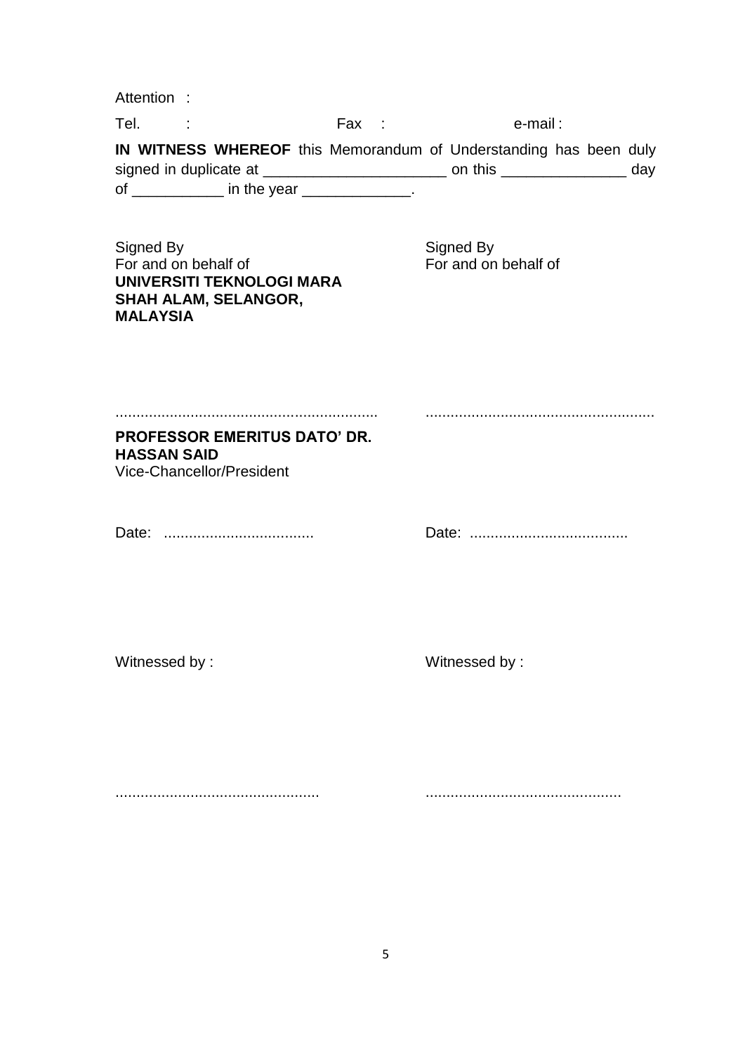Attention :

Tel. : Fax : e-mail :

**IN WITNESS WHEREOF** this Memorandum of Understanding has been duly signed in duplicate at ______________________ on this _______________ day of ___________ in the year _____________.

| | |
|---|---|
| Signed By<br>For and on behalf of<br>**UNIVERSITI TEKNOLOGI MARA SHAH ALAM, SELANGOR, MALAYSIA** | Signed By<br>For and on behalf of |
| .............................................................. | ...................................................... |
| **PROFESSOR EMERITUS DATO' DR. HASSAN SAID**<br>Vice-Chancellor/President | |
| Date: ................................... | Date: ..................................... |
| Witnessed by : | Witnessed by : |
| ................................................ | .............................................. |